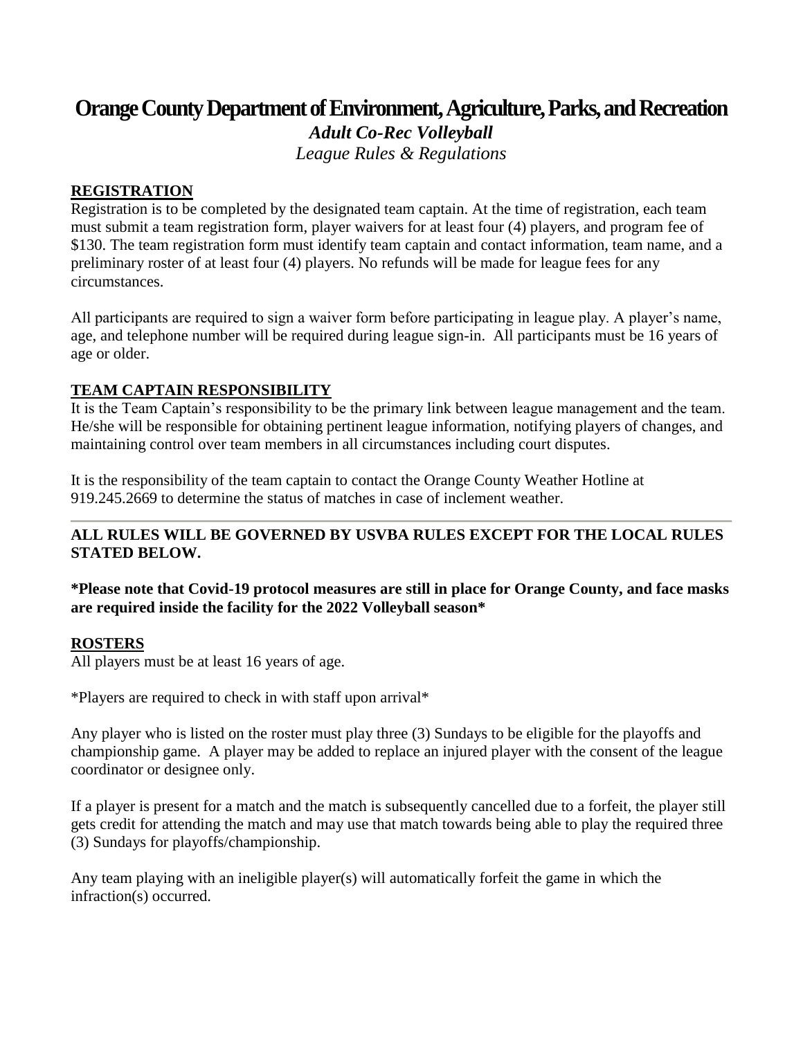# Orange County Department of Environment, Agriculture, Parks, and Recreation

***Adult Co-Rec Volleyball***

*League Rules & Regulations*

## REGISTRATION

Registration is to be completed by the designated team captain. At the time of registration, each team must submit a team registration form, player waivers for at least four (4) players, and program fee of $130. The team registration form must identify team captain and contact information, team name, and a preliminary roster of at least four (4) players. No refunds will be made for league fees for any circumstances.

All participants are required to sign a waiver form before participating in league play. A player's name, age, and telephone number will be required during league sign-in. All participants must be 16 years of age or older.

## TEAM CAPTAIN RESPONSIBILITY

It is the Team Captain's responsibility to be the primary link between league management and the team. He/she will be responsible for obtaining pertinent league information, notifying players of changes, and maintaining control over team members in all circumstances including court disputes.

It is the responsibility of the team captain to contact the Orange County Weather Hotline at 919.245.2669 to determine the status of matches in case of inclement weather.

---

**ALL RULES WILL BE GOVERNED BY USVBA RULES EXCEPT FOR THE LOCAL RULES STATED BELOW.**

**\*Please note that Covid-19 protocol measures are still in place for Orange County, and face masks are required inside the facility for the 2022 Volleyball season\***

## ROSTERS

All players must be at least 16 years of age.

\*Players are required to check in with staff upon arrival\*

Any player who is listed on the roster must play three (3) Sundays to be eligible for the playoffs and championship game. A player may be added to replace an injured player with the consent of the league coordinator or designee only.

If a player is present for a match and the match is subsequently cancelled due to a forfeit, the player still gets credit for attending the match and may use that match towards being able to play the required three (3) Sundays for playoffs/championship.

Any team playing with an ineligible player(s) will automatically forfeit the game in which the infraction(s) occurred.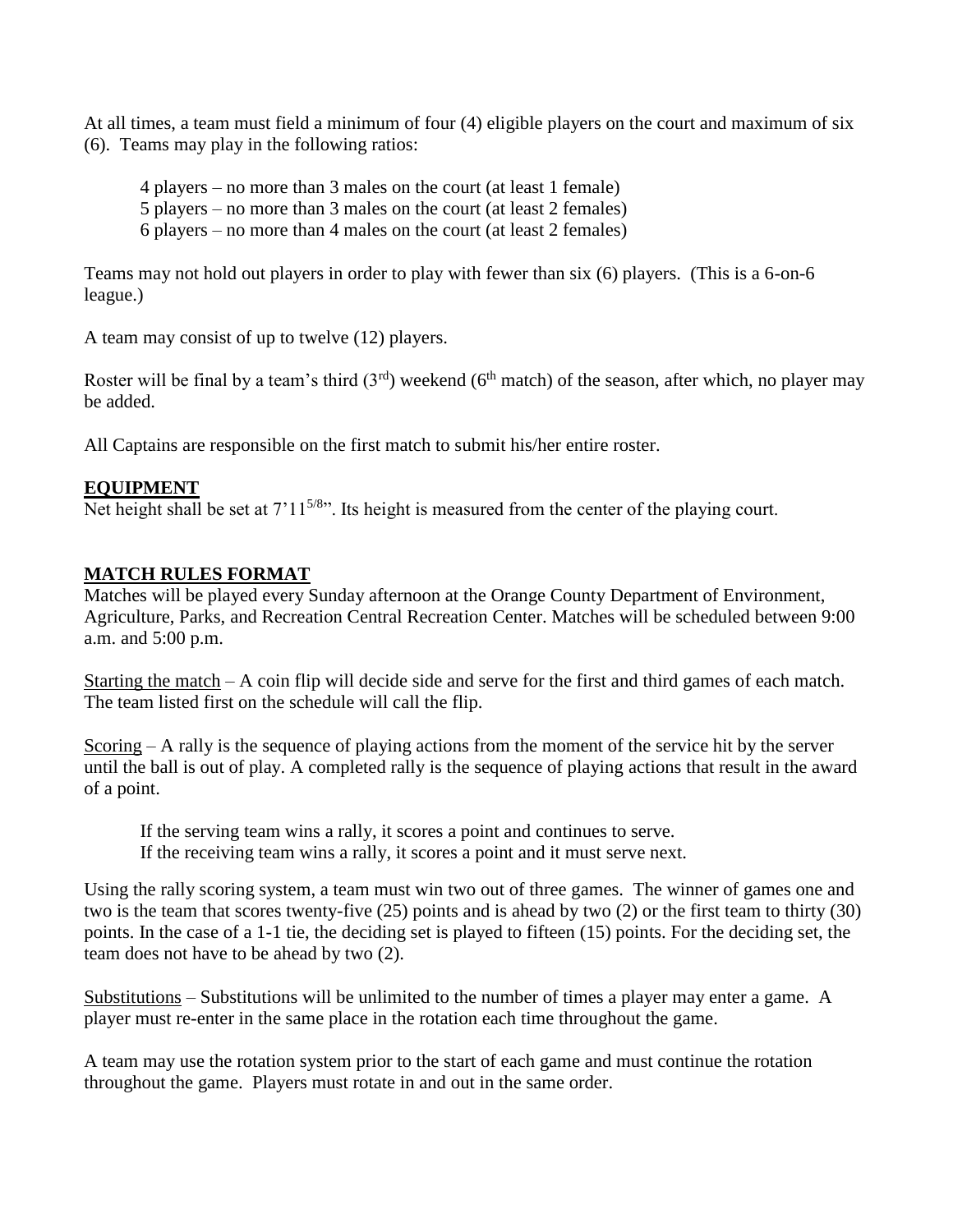At all times, a team must field a minimum of four (4) eligible players on the court and maximum of six (6). Teams may play in the following ratios:

4 players – no more than 3 males on the court (at least 1 female)
5 players – no more than 3 males on the court (at least 2 females)
6 players – no more than 4 males on the court (at least 2 females)

Teams may not hold out players in order to play with fewer than six (6) players. (This is a 6-on-6 league.)

A team may consist of up to twelve (12) players.

Roster will be final by a team's third (3rd) weekend (6th match) of the season, after which, no player may be added.

All Captains are responsible on the first match to submit his/her entire roster.

## EQUIPMENT

Net height shall be set at 7'11 5/8". Its height is measured from the center of the playing court.

## MATCH RULES FORMAT

Matches will be played every Sunday afternoon at the Orange County Department of Environment, Agriculture, Parks, and Recreation Central Recreation Center. Matches will be scheduled between 9:00 a.m. and 5:00 p.m.

Starting the match – A coin flip will decide side and serve for the first and third games of each match. The team listed first on the schedule will call the flip.

Scoring – A rally is the sequence of playing actions from the moment of the service hit by the server until the ball is out of play. A completed rally is the sequence of playing actions that result in the award of a point.

If the serving team wins a rally, it scores a point and continues to serve.
If the receiving team wins a rally, it scores a point and it must serve next.

Using the rally scoring system, a team must win two out of three games. The winner of games one and two is the team that scores twenty-five (25) points and is ahead by two (2) or the first team to thirty (30) points. In the case of a 1-1 tie, the deciding set is played to fifteen (15) points. For the deciding set, the team does not have to be ahead by two (2).

Substitutions – Substitutions will be unlimited to the number of times a player may enter a game. A player must re-enter in the same place in the rotation each time throughout the game.

A team may use the rotation system prior to the start of each game and must continue the rotation throughout the game. Players must rotate in and out in the same order.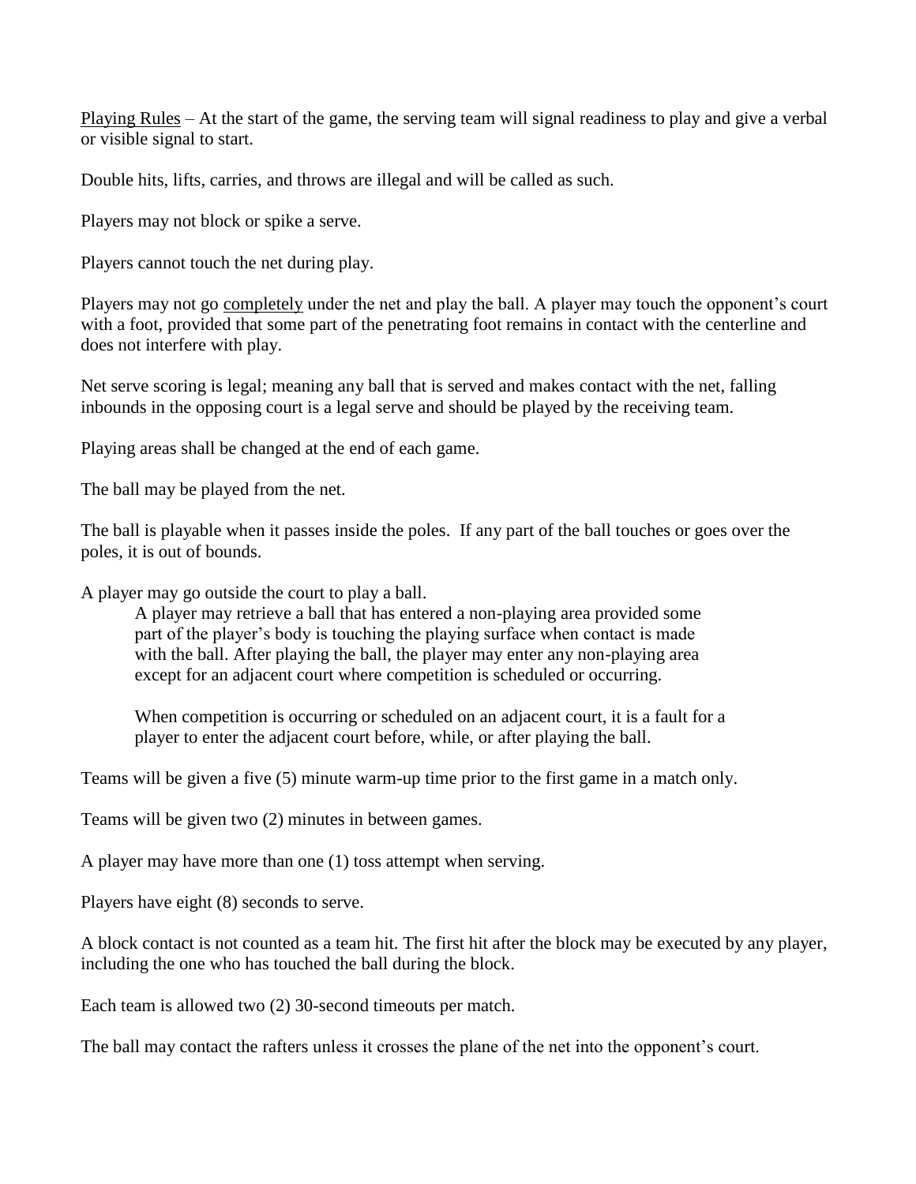<u>Playing Rules</u> – At the start of the game, the serving team will signal readiness to play and give a verbal or visible signal to start.

Double hits, lifts, carries, and throws are illegal and will be called as such.

Players may not block or spike a serve.

Players cannot touch the net during play.

Players may not go <u>completely</u> under the net and play the ball. A player may touch the opponent's court with a foot, provided that some part of the penetrating foot remains in contact with the centerline and does not interfere with play.

Net serve scoring is legal; meaning any ball that is served and makes contact with the net, falling inbounds in the opposing court is a legal serve and should be played by the receiving team.

Playing areas shall be changed at the end of each game.

The ball may be played from the net.

The ball is playable when it passes inside the poles. If any part of the ball touches or goes over the poles, it is out of bounds.

A player may go outside the court to play a ball.

> A player may retrieve a ball that has entered a non-playing area provided some part of the player's body is touching the playing surface when contact is made with the ball. After playing the ball, the player may enter any non-playing area except for an adjacent court where competition is scheduled or occurring.
>
> When competition is occurring or scheduled on an adjacent court, it is a fault for a player to enter the adjacent court before, while, or after playing the ball.

Teams will be given a five (5) minute warm-up time prior to the first game in a match only.

Teams will be given two (2) minutes in between games.

A player may have more than one (1) toss attempt when serving.

Players have eight (8) seconds to serve.

A block contact is not counted as a team hit. The first hit after the block may be executed by any player, including the one who has touched the ball during the block.

Each team is allowed two (2) 30-second timeouts per match.

The ball may contact the rafters unless it crosses the plane of the net into the opponent's court.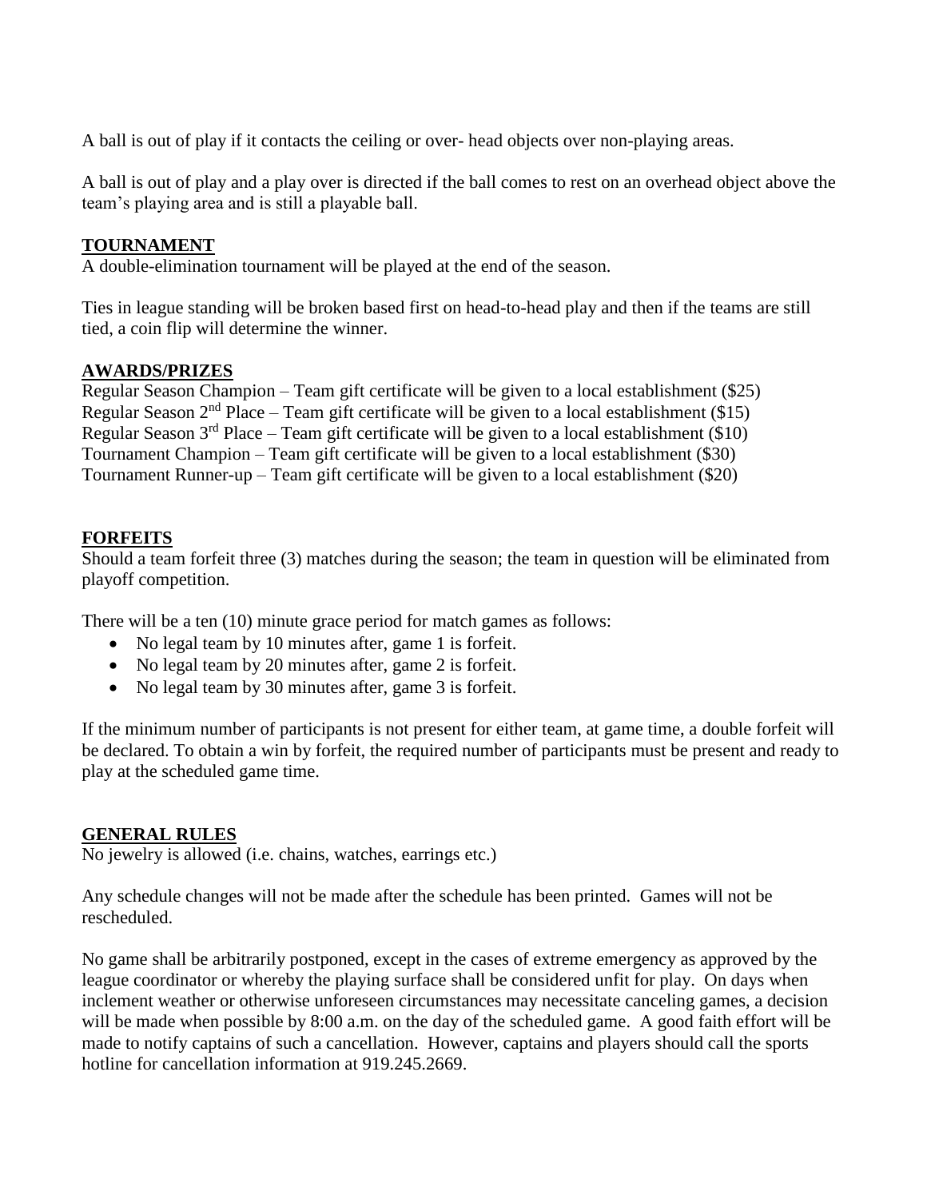A ball is out of play if it contacts the ceiling or over- head objects over non-playing areas.

A ball is out of play and a play over is directed if the ball comes to rest on an overhead object above the team's playing area and is still a playable ball.

**TOURNAMENT**

A double-elimination tournament will be played at the end of the season.

Ties in league standing will be broken based first on head-to-head play and then if the teams are still tied, a coin flip will determine the winner.

**AWARDS/PRIZES**

Regular Season Champion – Team gift certificate will be given to a local establishment ($25)
Regular Season 2nd Place – Team gift certificate will be given to a local establishment ($15)
Regular Season 3rd Place – Team gift certificate will be given to a local establishment ($10)
Tournament Champion – Team gift certificate will be given to a local establishment ($30)
Tournament Runner-up – Team gift certificate will be given to a local establishment ($20)

**FORFEITS**

Should a team forfeit three (3) matches during the season; the team in question will be eliminated from playoff competition.

There will be a ten (10) minute grace period for match games as follows:

- No legal team by 10 minutes after, game 1 is forfeit.
- No legal team by 20 minutes after, game 2 is forfeit.
- No legal team by 30 minutes after, game 3 is forfeit.

If the minimum number of participants is not present for either team, at game time, a double forfeit will be declared. To obtain a win by forfeit, the required number of participants must be present and ready to play at the scheduled game time.

**GENERAL RULES**

No jewelry is allowed (i.e. chains, watches, earrings etc.)

Any schedule changes will not be made after the schedule has been printed. Games will not be rescheduled.

No game shall be arbitrarily postponed, except in the cases of extreme emergency as approved by the league coordinator or whereby the playing surface shall be considered unfit for play. On days when inclement weather or otherwise unforeseen circumstances may necessitate canceling games, a decision will be made when possible by 8:00 a.m. on the day of the scheduled game. A good faith effort will be made to notify captains of such a cancellation. However, captains and players should call the sports hotline for cancellation information at 919.245.2669.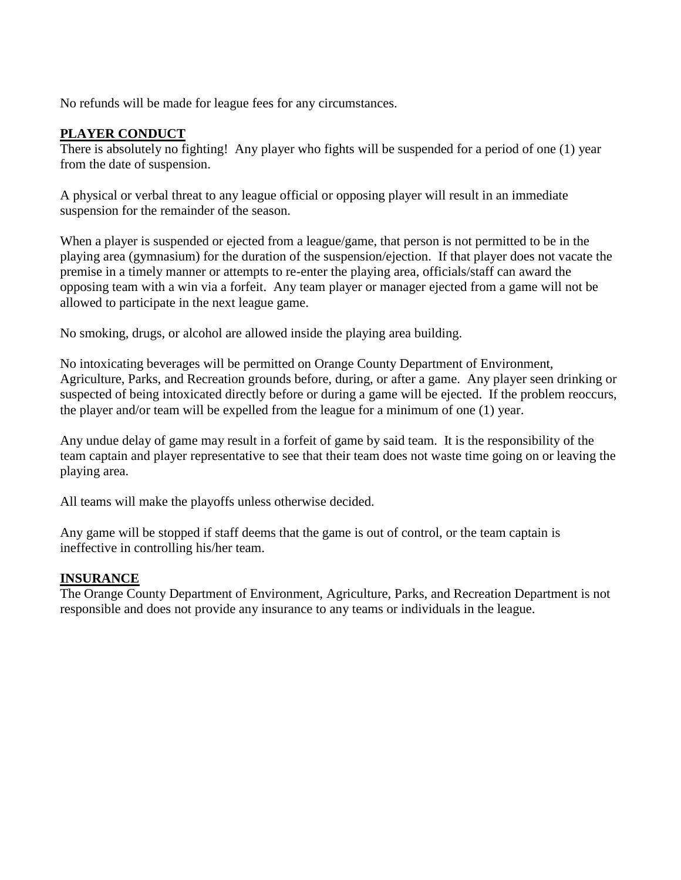No refunds will be made for league fees for any circumstances.

## PLAYER CONDUCT

There is absolutely no fighting!  Any player who fights will be suspended for a period of one (1) year from the date of suspension.

A physical or verbal threat to any league official or opposing player will result in an immediate suspension for the remainder of the season.

When a player is suspended or ejected from a league/game, that person is not permitted to be in the playing area (gymnasium) for the duration of the suspension/ejection.  If that player does not vacate the premise in a timely manner or attempts to re-enter the playing area, officials/staff can award the opposing team with a win via a forfeit.  Any team player or manager ejected from a game will not be allowed to participate in the next league game.

No smoking, drugs, or alcohol are allowed inside the playing area building.

No intoxicating beverages will be permitted on Orange County Department of Environment, Agriculture, Parks, and Recreation grounds before, during, or after a game.  Any player seen drinking or suspected of being intoxicated directly before or during a game will be ejected.  If the problem reoccurs, the player and/or team will be expelled from the league for a minimum of one (1) year.

Any undue delay of game may result in a forfeit of game by said team.  It is the responsibility of the team captain and player representative to see that their team does not waste time going on or leaving the playing area.

All teams will make the playoffs unless otherwise decided.

Any game will be stopped if staff deems that the game is out of control, or the team captain is ineffective in controlling his/her team.

## INSURANCE

The Orange County Department of Environment, Agriculture, Parks, and Recreation Department is not responsible and does not provide any insurance to any teams or individuals in the league.